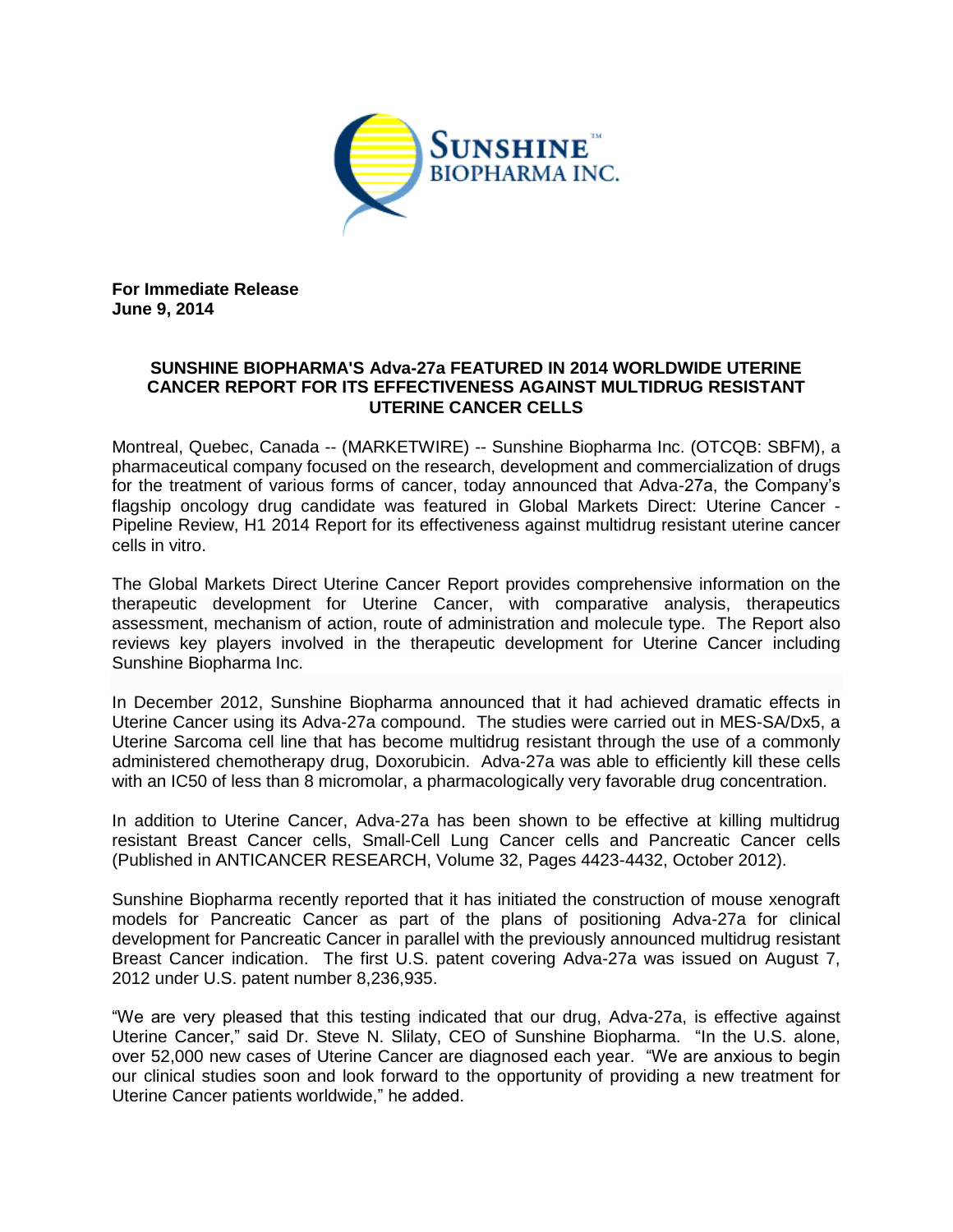**For Immediate Release**
**June 9, 2014**

# SUNSHINE BIOPHARMA'S Adva-27a FEATURED IN 2014 WORLDWIDE UTERINE CANCER REPORT FOR ITS EFFECTIVENESS AGAINST MULTIDRUG RESISTANT UTERINE CANCER CELLS

Montreal, Quebec, Canada -- (MARKETWIRE) -- Sunshine Biopharma Inc. (OTCQB: SBFM), a pharmaceutical company focused on the research, development and commercialization of drugs for the treatment of various forms of cancer, today announced that Adva-27a, the Company's flagship oncology drug candidate was featured in Global Markets Direct: Uterine Cancer - Pipeline Review, H1 2014 Report for its effectiveness against multidrug resistant uterine cancer cells in vitro.

The Global Markets Direct Uterine Cancer Report provides comprehensive information on the therapeutic development for Uterine Cancer, with comparative analysis, therapeutics assessment, mechanism of action, route of administration and molecule type. The Report also reviews key players involved in the therapeutic development for Uterine Cancer including Sunshine Biopharma Inc.

In December 2012, Sunshine Biopharma announced that it had achieved dramatic effects in Uterine Cancer using its Adva-27a compound. The studies were carried out in MES-SA/Dx5, a Uterine Sarcoma cell line that has become multidrug resistant through the use of a commonly administered chemotherapy drug, Doxorubicin. Adva-27a was able to efficiently kill these cells with an IC50 of less than 8 micromolar, a pharmacologically very favorable drug concentration.

In addition to Uterine Cancer, Adva-27a has been shown to be effective at killing multidrug resistant Breast Cancer cells, Small-Cell Lung Cancer cells and Pancreatic Cancer cells (Published in ANTICANCER RESEARCH, Volume 32, Pages 4423-4432, October 2012).

Sunshine Biopharma recently reported that it has initiated the construction of mouse xenograft models for Pancreatic Cancer as part of the plans of positioning Adva-27a for clinical development for Pancreatic Cancer in parallel with the previously announced multidrug resistant Breast Cancer indication. The first U.S. patent covering Adva-27a was issued on August 7, 2012 under U.S. patent number 8,236,935.

"We are very pleased that this testing indicated that our drug, Adva-27a, is effective against Uterine Cancer," said Dr. Steve N. Slilaty, CEO of Sunshine Biopharma. "In the U.S. alone, over 52,000 new cases of Uterine Cancer are diagnosed each year. "We are anxious to begin our clinical studies soon and look forward to the opportunity of providing a new treatment for Uterine Cancer patients worldwide," he added.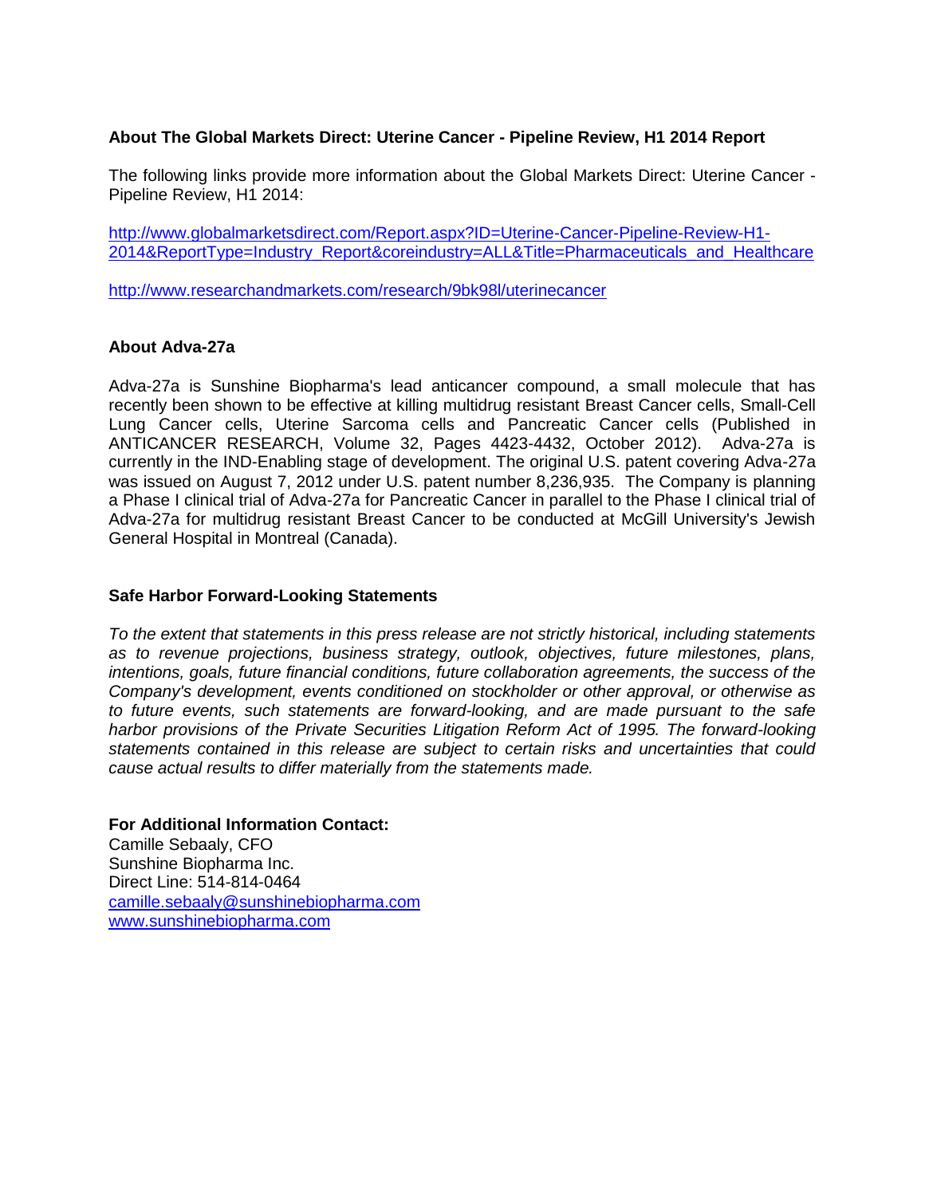**About The Global Markets Direct: Uterine Cancer - Pipeline Review, H1 2014 Report**

The following links provide more information about the Global Markets Direct: Uterine Cancer - Pipeline Review, H1 2014:

http://www.globalmarketsdirect.com/Report.aspx?ID=Uterine-Cancer-Pipeline-Review-H1-2014&ReportType=Industry_Report&coreindustry=ALL&Title=Pharmaceuticals_and_Healthcare

http://www.researchandmarkets.com/research/9bk98l/uterinecancer

**About Adva-27a**

Adva-27a is Sunshine Biopharma's lead anticancer compound, a small molecule that has recently been shown to be effective at killing multidrug resistant Breast Cancer cells, Small-Cell Lung Cancer cells, Uterine Sarcoma cells and Pancreatic Cancer cells (Published in ANTICANCER RESEARCH, Volume 32, Pages 4423-4432, October 2012). Adva-27a is currently in the IND-Enabling stage of development. The original U.S. patent covering Adva-27a was issued on August 7, 2012 under U.S. patent number 8,236,935. The Company is planning a Phase I clinical trial of Adva-27a for Pancreatic Cancer in parallel to the Phase I clinical trial of Adva-27a for multidrug resistant Breast Cancer to be conducted at McGill University's Jewish General Hospital in Montreal (Canada).

**Safe Harbor Forward-Looking Statements**

*To the extent that statements in this press release are not strictly historical, including statements as to revenue projections, business strategy, outlook, objectives, future milestones, plans, intentions, goals, future financial conditions, future collaboration agreements, the success of the Company's development, events conditioned on stockholder or other approval, or otherwise as to future events, such statements are forward-looking, and are made pursuant to the safe harbor provisions of the Private Securities Litigation Reform Act of 1995. The forward-looking statements contained in this release are subject to certain risks and uncertainties that could cause actual results to differ materially from the statements made.*

**For Additional Information Contact:**
Camille Sebaaly, CFO
Sunshine Biopharma Inc.
Direct Line: 514-814-0464
camille.sebaaly@sunshinebiopharma.com
www.sunshinebiopharma.com